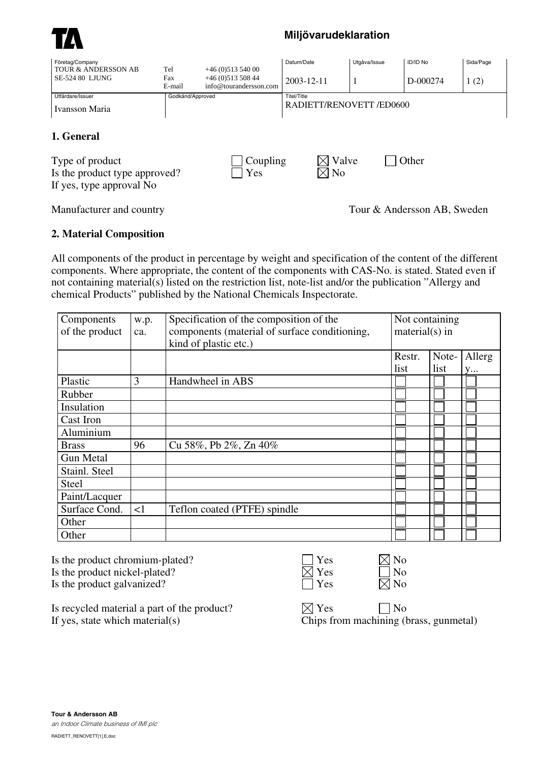**TA**

**Miljövarudeklaration**

| Företag/Company | | | Datum/Date | Utgåva/Issue | ID/ID No | Sida/Page |
|---|---|---|---|---|---|---|
| TOUR & ANDERSSON AB<br>SE-524 80 LJUNG | Tel<br>Fax<br>E-mail | +46 (0)513 540 00<br>+46 (0)513 508 44<br>info@tourandersson.com | 2003-12-11 | 1 | D-000274 | 1 (2) |
| Utfärdare/Issuer | Godkänd/Approved | | Titel/Title | | | |
| Ivansson Maria | | | RADIETT/RENOVETT /ED0600 | | | |

## 1. General

Type of product ☐ Coupling ☒ Valve ☐ Other
Is the product type approved? ☐ Yes ☒ No
If yes, type approval No

Manufacturer and country: Tour & Andersson AB, Sweden

## 2. Material Composition

All components of the product in percentage by weight and specification of the content of the different components. Where appropriate, the content of the components with CAS-No. is stated. Stated even if not containing material(s) listed on the restriction list, note-list and/or the publication "Allergy and chemical Products" published by the National Chemicals Inspectorate.

| Components of the product | w.p. ca. | Specification of the composition of the components (material of surface conditioning, kind of plastic etc.) | Not containing material(s) in | | |
|---|---|---|---|---|---|
| | | | Restr. list | Note-list | Allergy... |
| Plastic | 3 | Handwheel in ABS | ☐ | ☐ | ☐ |
| Rubber | | | ☐ | ☐ | ☐ |
| Insulation | | | ☐ | ☐ | ☐ |
| Cast Iron | | | ☐ | ☐ | ☐ |
| Aluminium | | | ☐ | ☐ | ☐ |
| Brass | 96 | Cu 58%, Pb 2%, Zn 40% | ☐ | ☐ | ☐ |
| Gun Metal | | | ☐ | ☐ | ☐ |
| Stainl. Steel | | | ☐ | ☐ | ☐ |
| Steel | | | ☐ | ☐ | ☐ |
| Paint/Lacquer | | | ☐ | ☐ | ☐ |
| Surface Cond. | <1 | Teflon coated (PTFE) spindle | ☐ | ☐ | ☐ |
| Other | | | ☐ | ☐ | ☐ |
| Other | | | ☐ | ☐ | ☐ |

Is the product chromium-plated? ☐ Yes ☒ No
Is the product nickel-plated? ☒ Yes ☐ No
Is the product galvanized? ☐ Yes ☒ No

Is recycled material a part of the product? ☒ Yes ☐ No
If yes, state which material(s): Chips from machining (brass, gunmetal)

**Tour & Andersson AB**
*an Indoor Climate business of IMI plc*
RADIETT_RENOVETT[1].E.doc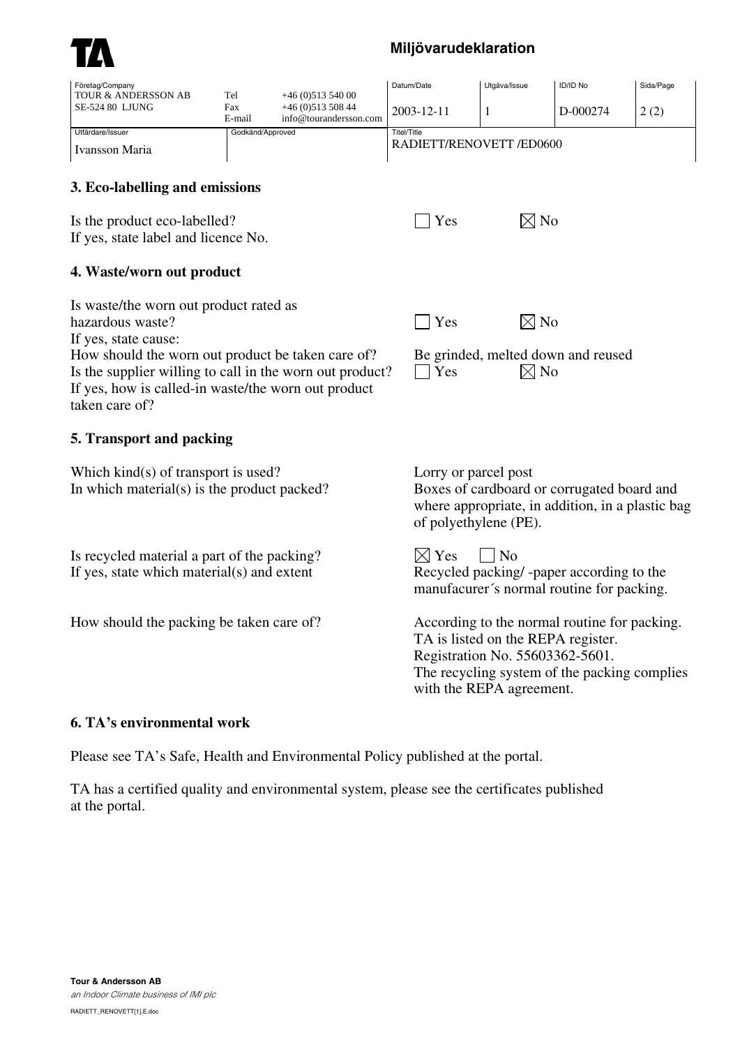| Företag/Company | | | Datum/Date | Utgåva/Issue | ID/ID No | Sida/Page |
|---|---|---|---|---|---|---|
| TOUR & ANDERSSON AB<br>SE-524 80 LJUNG | Tel<br>Fax<br>E-mail | +46 (0)513 540 00<br>+46 (0)513 508 44<br>info@tourandersson.com | 2003-12-11 | 1 | D-000274 | 2 (2) |
| Utfärdare/Issuer | Godkänd/Approved | | Titel/Title | | | |
| Ivansson Maria | | | RADIETT/RENOVETT /ED0600 | | | |

### 3. Eco-labelling and emissions

| | |
|---|---|
| Is the product eco-labelled?<br>If yes, state label and licence No. | ☐ Yes ☒ No |

### 4. Waste/worn out product

| | |
|---|---|
| Is waste/the worn out product rated as hazardous waste?<br>If yes, state cause: | ☐ Yes ☒ No |
| How should the worn out product be taken care of? | Be grinded, melted down and reused |
| Is the supplier willing to call in the worn out product?<br>If yes, how is called-in waste/the worn out product taken care of? | ☐ Yes ☒ No |

### 5. Transport and packing

| | |
|---|---|
| Which kind(s) of transport is used? | Lorry or parcel post |
| In which material(s) is the product packed? | Boxes of cardboard or corrugated board and where appropriate, in addition, in a plastic bag of polyethylene (PE). |
| Is recycled material a part of the packing? | ☒ Yes ☐ No |
| If yes, state which material(s) and extent | Recycled packing/ -paper according to the manufacurer´s normal routine for packing. |
| How should the packing be taken care of? | According to the normal routine for packing. TA is listed on the REPA register. Registration No. 55603362-5601. The recycling system of the packing complies with the REPA agreement. |

### 6. TA's environmental work

Please see TA's Safe, Health and Environmental Policy published at the portal.

TA has a certified quality and environmental system, please see the certificates published at the portal.